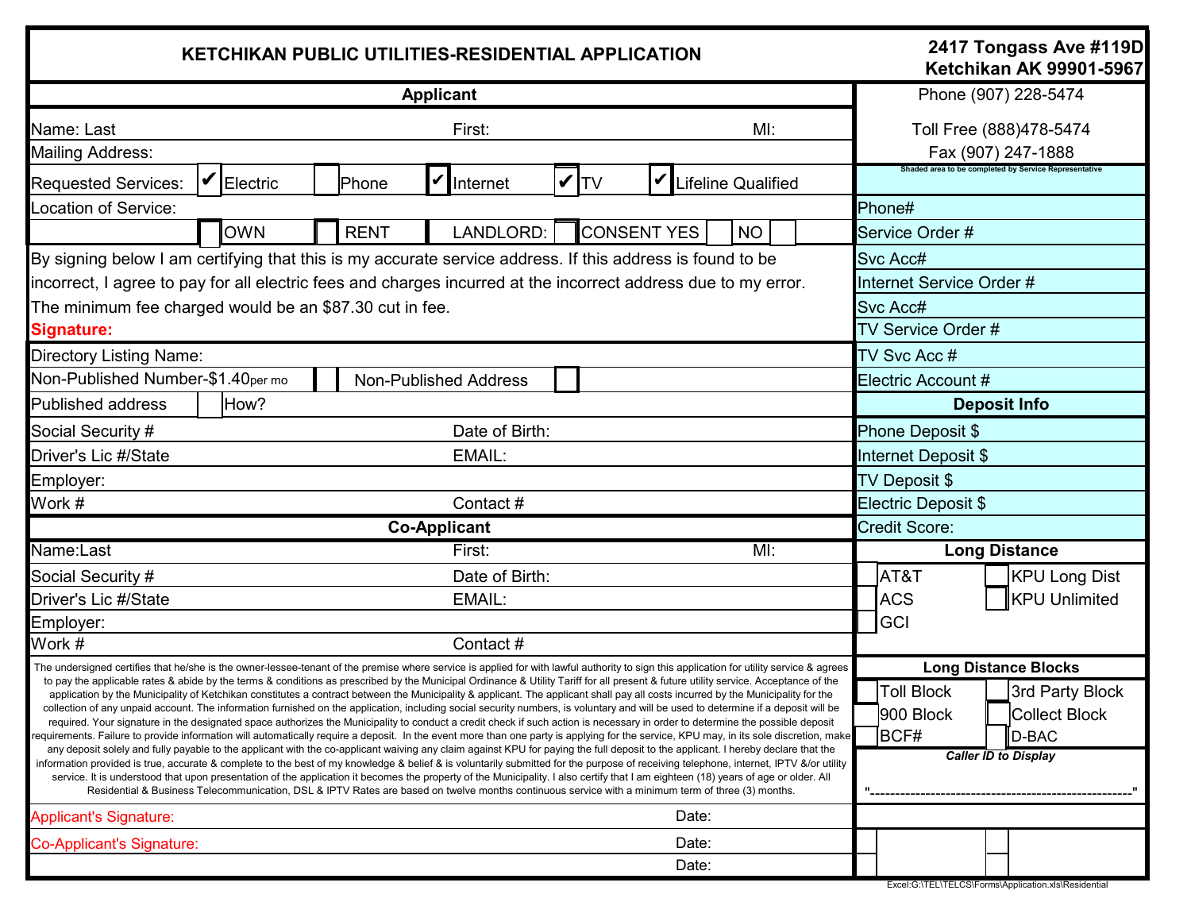# KETCHIKAN PUBLIC UTILITIES-RESIDENTIAL APPLICATION

**2417 Tongass Ave #119D**
**Ketchikan AK 99901-5967**

Phone (907) 228-5474

Toll Free (888)478-5474

Fax (907) 247-1888

## Applicant

Name: Last First: MI:

Mailing Address:

Requested Services: ✔ Electric ☐ Phone ✔ Internet ✔ TV ✔ Lifeline Qualified

Location of Service:

☐ OWN ☐ RENT LANDLORD: ☐ CONSENT YES ☐ NO ☐

By signing below I am certifying that this is my accurate service address. If this address is found to be incorrect, I agree to pay for all electric fees and charges incurred at the incorrect address due to my error. The minimum fee charged would be an $87.30 cut in fee.

**Signature:**

Directory Listing Name:

Non-Published Number-$1.40per mo ☐ Non-Published Address ☐

Published address ☐ How?

Social Security # Date of Birth:

Driver's Lic #/State EMAIL:

Employer:

Work # Contact #

## Co-Applicant

Name:Last First: MI:

Social Security # Date of Birth:

Driver's Lic #/State EMAIL:

Employer:

Work # Contact #

The undersigned certifies that he/she is the owner-lessee-tenant of the premise where service is applied for with lawful authority to sign this application for utility service & agrees to pay the applicable rates & abide by the terms & conditions as prescribed by the Municipal Ordinance & Utility Tariff for all present & future utility service. Acceptance of the application by the Municipality of Ketchikan constitutes a contract between the Municipality & applicant. The applicant shall pay all costs incurred by the Municipality for the collection of any unpaid account. The information furnished on the application, including social security numbers, is voluntary and will be used to determine if a deposit will be required. Your signature in the designated space authorizes the Municipality to conduct a credit check if such action is necessary in order to determine the possible deposit requirements. Failure to provide information will automatically require a deposit. In the event more than one party is applying for the service, KPU may, in its sole discretion, make any deposit solely and fully payable to the applicant with the co-applicant waiving any claim against KPU for paying the full deposit to the applicant. I hereby declare that the information provided is true, accurate & complete to the best of my knowledge & belief & is voluntarily submitted for the purpose of receiving telephone, internet, IPTV &/or utility service. It is understood that upon presentation of the application it becomes the property of the Municipality. I also certify that I am eighteen (18) years of age or older. All Residential & Business Telecommunication, DSL & IPTV Rates are based on twelve months continuous service with a minimum term of three (3) months.

Applicant's Signature: Date:

Co-Applicant's Signature: Date:

Date:

---

Shaded area to be completed by Service Representative

Phone#

Service Order #

Svc Acc#

Internet Service Order #

Svc Acc#

TV Service Order #

TV Svc Acc #

Electric Account #

### Deposit Info

Phone Deposit $

Internet Deposit $

TV Deposit $

Electric Deposit $

Credit Score:

### Long Distance

| | |
|---|---|
| ☐ AT&T | ☐ KPU Long Dist |
| ☐ ACS | ☐ KPU Unlimited |
| ☐ GCI | |

### Long Distance Blocks

| | |
|---|---|
| ☐ Toll Block | ☐ 3rd Party Block |
| ☐ 900 Block | ☐ Collect Block |
| ☐ BCF# | ☐ D-BAC |

*Caller ID to Display*

"---------------------------------------------------"

Excel:G:\TEL\TELCS\Forms\Application.xls\Residential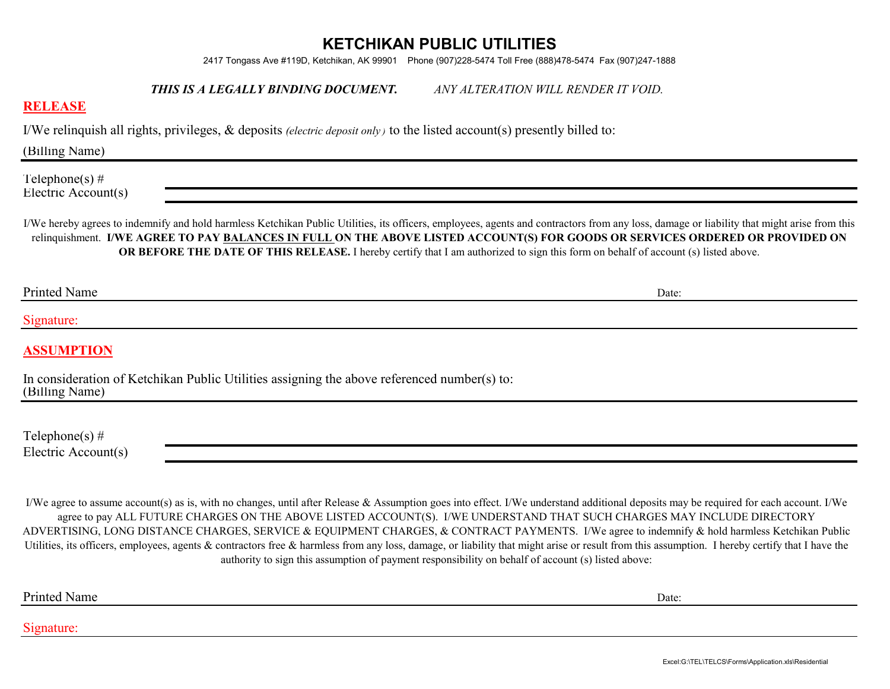# KETCHIKAN PUBLIC UTILITIES

2417 Tongass Ave #119D, Ketchikan, AK 99901 Phone (907)228-5474 Toll Free (888)478-5474 Fax (907)247-1888

***THIS IS A LEGALLY BINDING DOCUMENT.*** *ANY ALTERATION WILL RENDER IT VOID.*

## RELEASE

I/We relinquish all rights, privileges, & deposits *(electric deposit only)* to the listed account(s) presently billed to:

(Billing Name)

Telephone(s) #

Electric Account(s)

I/We hereby agrees to indemnify and hold harmless Ketchikan Public Utilities, its officers, employees, agents and contractors from any loss, damage or liability that might arise from this relinquishment. **I/WE AGREE TO PAY BALANCES IN FULL ON THE ABOVE LISTED ACCOUNT(S) FOR GOODS OR SERVICES ORDERED OR PROVIDED ON OR BEFORE THE DATE OF THIS RELEASE.** I hereby certify that I am authorized to sign this form on behalf of account (s) listed above.

Printed Name Date:

Signature:

## ASSUMPTION

In consideration of Ketchikan Public Utilities assigning the above referenced number(s) to:

(Billing Name)

Telephone(s) #

Electric Account(s)

I/We agree to assume account(s) as is, with no changes, until after Release & Assumption goes into effect. I/We understand additional deposits may be required for each account. I/We agree to pay ALL FUTURE CHARGES ON THE ABOVE LISTED ACCOUNT(S). I/WE UNDERSTAND THAT SUCH CHARGES MAY INCLUDE DIRECTORY ADVERTISING, LONG DISTANCE CHARGES, SERVICE & EQUIPMENT CHARGES, & CONTRACT PAYMENTS. I/We agree to indemnify & hold harmless Ketchikan Public Utilities, its officers, employees, agents & contractors free & harmless from any loss, damage, or liability that might arise or result from this assumption. I hereby certify that I have the authority to sign this assumption of payment responsibility on behalf of account (s) listed above:

Printed Name Date:

Signature:

Excel:G:\TEL\TELCS\Forms\Application.xls\Residential